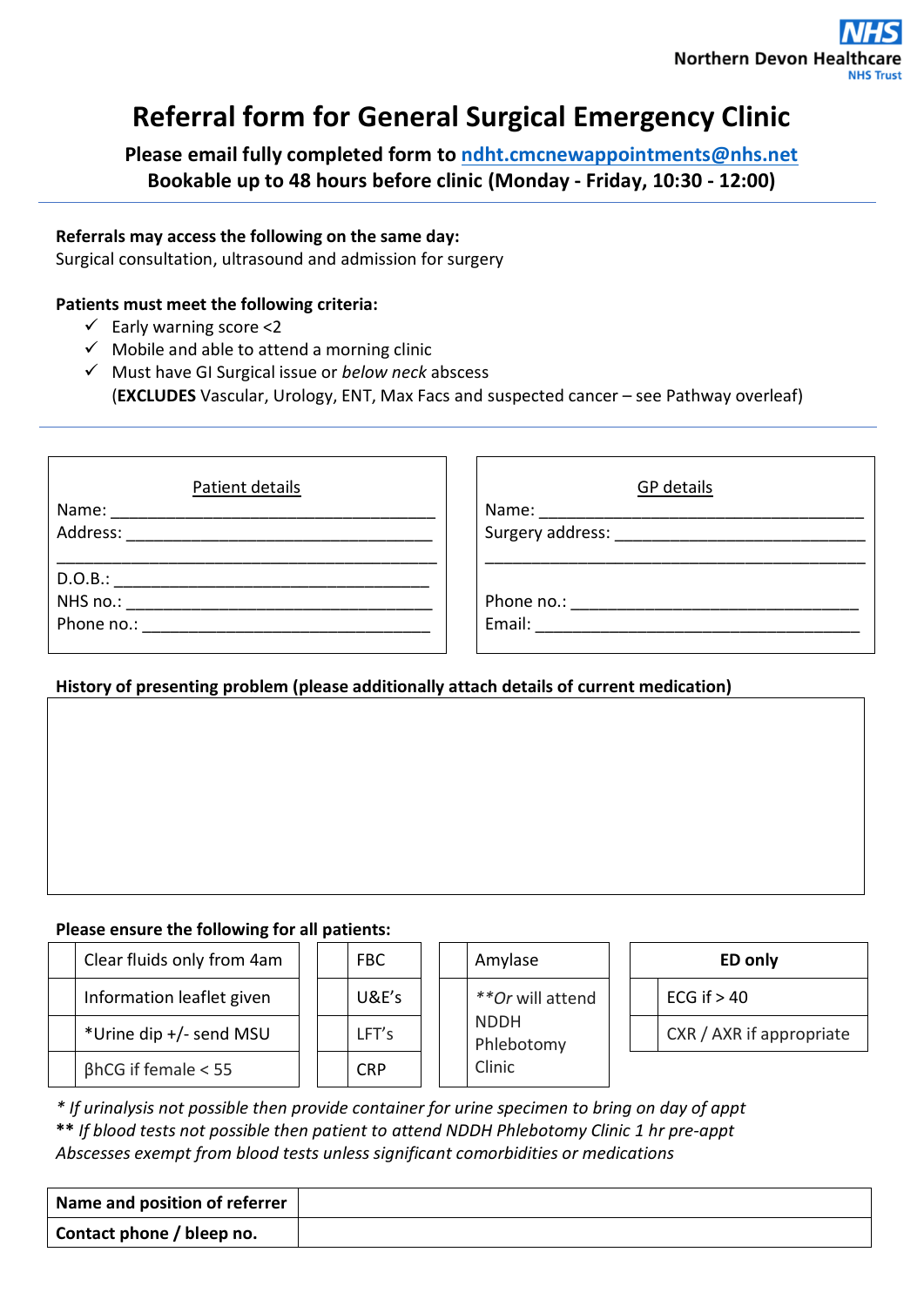NHS
Northern Devon Healthcare
NHS Trust

# Referral form for General Surgical Emergency Clinic

**Please email fully completed form to ndht.cmcnewappointments@nhs.net**
**Bookable up to 48 hours before clinic (Monday - Friday, 10:30 - 12:00)**

---

**Referrals may access the following on the same day:**
Surgical consultation, ultrasound and admission for surgery

**Patients must meet the following criteria:**

- ✓ Early warning score <2
- ✓ Mobile and able to attend a morning clinic
- ✓ Must have GI Surgical issue or *below neck* abscess
  (**EXCLUDES** Vascular, Urology, ENT, Max Facs and suspected cancer – see Pathway overleaf)

---

**Patient details**

Name: ___________________________________
Address: _________________________________
_________________________________________
D.O.B.: __________________________________
NHS no.: _________________________________
Phone no.: _______________________________

**GP details**

Name: ___________________________________
Surgery address: __________________________
_________________________________________
Phone no.: _______________________________
Email: ___________________________________

**History of presenting problem (please additionally attach details of current medication)**

| |
|---|
| |

**Please ensure the following for all patients:**

| | | | | | | **ED only** | |
|---|---|---|---|---|---|---|---|
| | Clear fluids only from 4am | | FBC | | Amylase | | |
| | Information leaflet given | | U&E's | | *\*\*Or* will attend NDDH Phlebotomy Clinic | | ECG if > 40 |
| | *Urine dip +/- send MSU | | LFT's | | | | CXR / AXR if appropriate |
| | βhCG if female < 55 | | CRP | | | | |

*\* If urinalysis not possible then provide container for urine specimen to bring on day of appt*
**\*\*** *If blood tests not possible then patient to attend NDDH Phlebotomy Clinic 1 hr pre-appt*
*Abscesses exempt from blood tests unless significant comorbidities or medications*

| | |
|---|---|
| **Name and position of referrer** | |
| **Contact phone / bleep no.** | |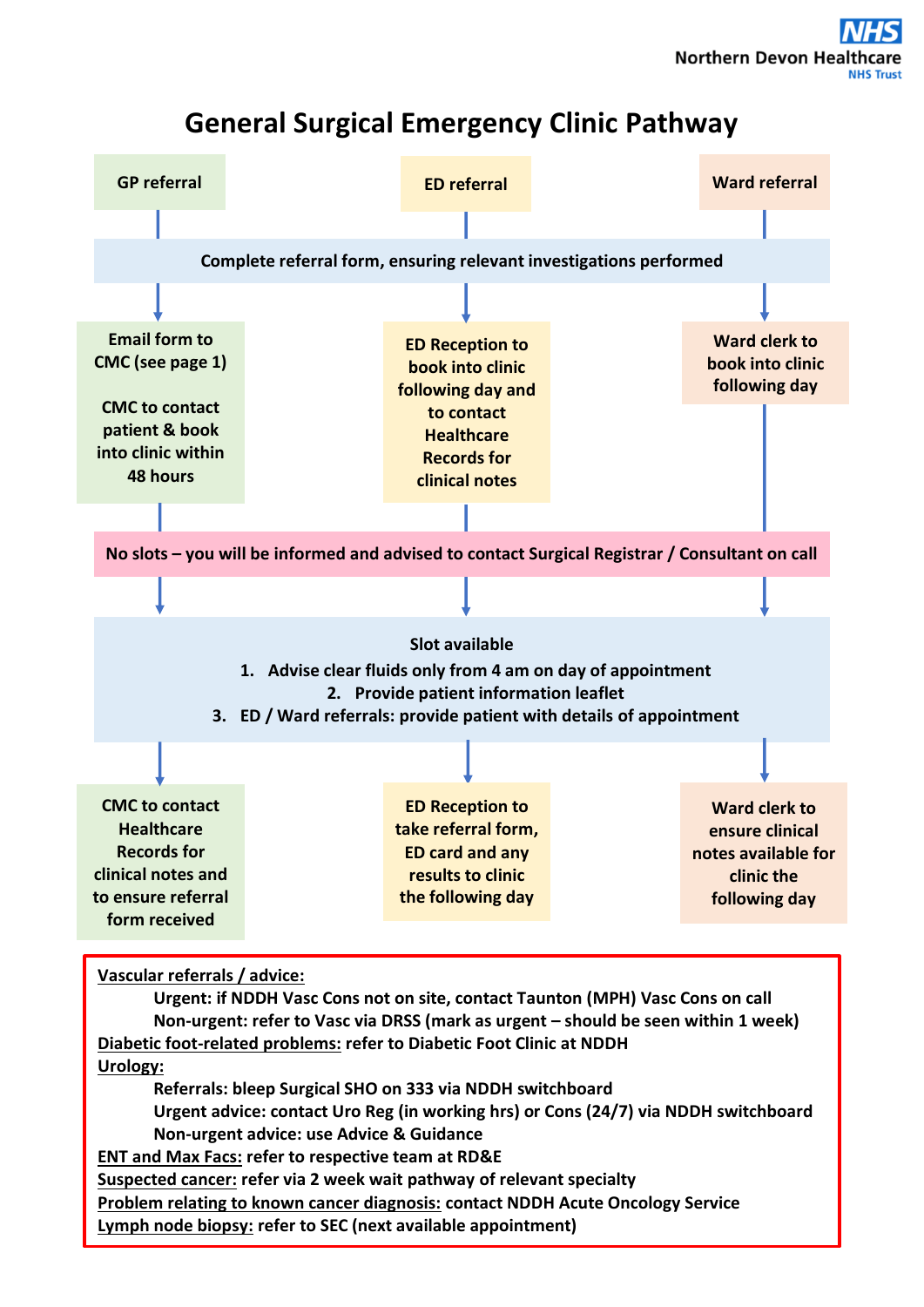Northern Devon Healthcare NHS Trust

# General Surgical Emergency Clinic Pathway

| GP referral | ED referral | Ward referral |
| --- | --- | --- |
| Complete referral form, ensuring relevant investigations performed | | |
| Email form to CMC (see page 1)<br><br>CMC to contact patient & book into clinic within 48 hours | ED Reception to book into clinic following day and to contact Healthcare Records for clinical notes | Ward clerk to book into clinic following day |
| No slots – you will be informed and advised to contact Surgical Registrar / Consultant on call | | |

**Slot available**

1. Advise clear fluids only from 4 am on day of appointment
2. Provide patient information leaflet
3. ED / Ward referrals: provide patient with details of appointment

| GP referral | ED referral | Ward referral |
| --- | --- | --- |
| CMC to contact Healthcare Records for clinical notes and to ensure referral form received | ED Reception to take referral form, ED card and any results to clinic the following day | Ward clerk to ensure clinical notes available for clinic the following day |

**Vascular referrals / advice:**
- Urgent: if NDDH Vasc Cons not on site, contact Taunton (MPH) Vasc Cons on call
- Non-urgent: refer to Vasc via DRSS (mark as urgent – should be seen within 1 week)

**Diabetic foot-related problems:** refer to Diabetic Foot Clinic at NDDH

**Urology:**
- Referrals: bleep Surgical SHO on 333 via NDDH switchboard
- Urgent advice: contact Uro Reg (in working hrs) or Cons (24/7) via NDDH switchboard
- Non-urgent advice: use Advice & Guidance

**ENT and Max Facs:** refer to respective team at RD&E

**Suspected cancer:** refer via 2 week wait pathway of relevant specialty

**Problem relating to known cancer diagnosis:** contact NDDH Acute Oncology Service

**Lymph node biopsy:** refer to SEC (next available appointment)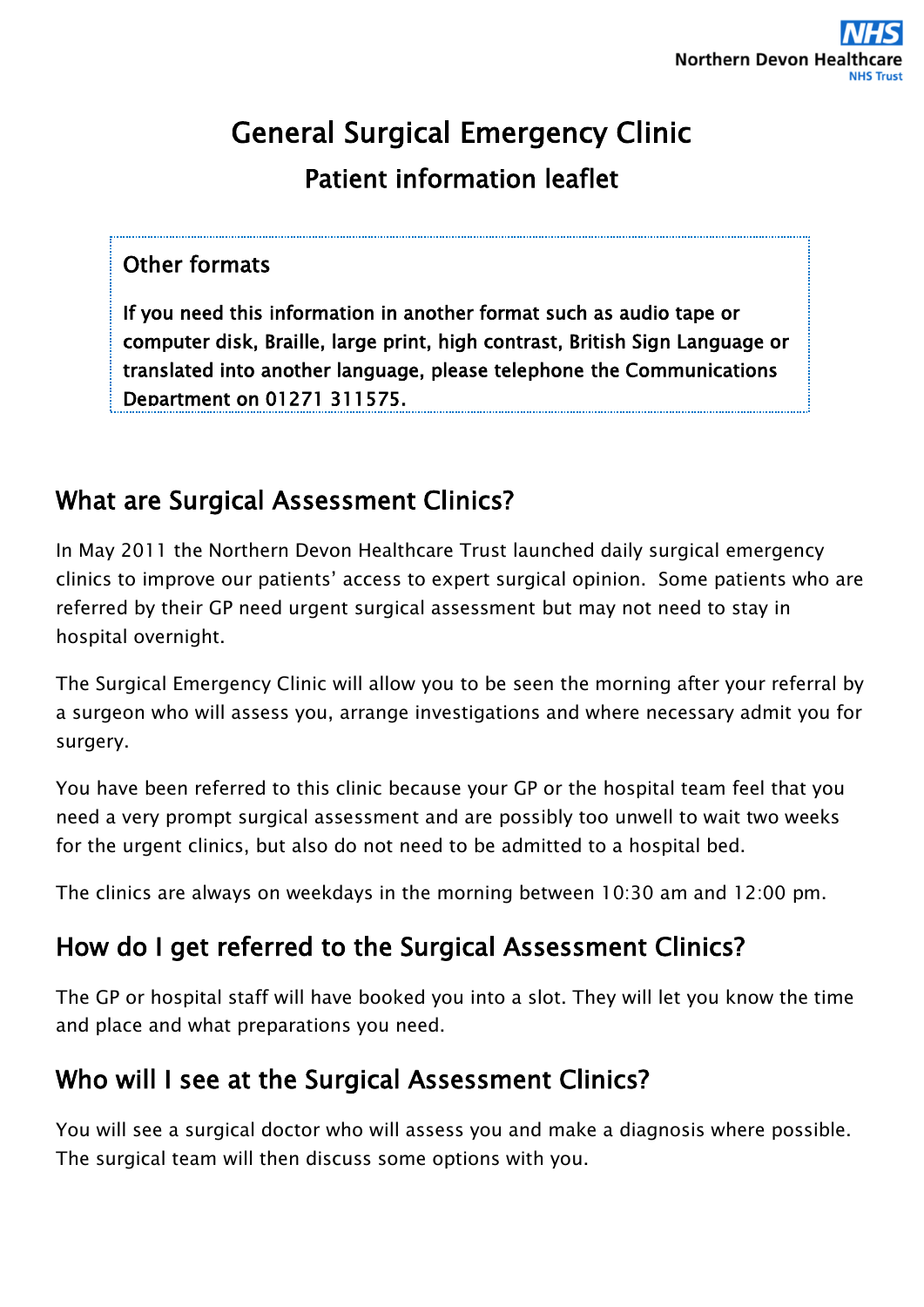# General Surgical Emergency Clinic

## Patient information leaflet

> **Other formats**
>
> **If you need this information in another format such as audio tape or computer disk, Braille, large print, high contrast, British Sign Language or translated into another language, please telephone the Communications Department on 01271 311575.**

## What are Surgical Assessment Clinics?

In May 2011 the Northern Devon Healthcare Trust launched daily surgical emergency clinics to improve our patients' access to expert surgical opinion. Some patients who are referred by their GP need urgent surgical assessment but may not need to stay in hospital overnight.

The Surgical Emergency Clinic will allow you to be seen the morning after your referral by a surgeon who will assess you, arrange investigations and where necessary admit you for surgery.

You have been referred to this clinic because your GP or the hospital team feel that you need a very prompt surgical assessment and are possibly too unwell to wait two weeks for the urgent clinics, but also do not need to be admitted to a hospital bed.

The clinics are always on weekdays in the morning between 10:30 am and 12:00 pm.

## How do I get referred to the Surgical Assessment Clinics?

The GP or hospital staff will have booked you into a slot. They will let you know the time and place and what preparations you need.

## Who will I see at the Surgical Assessment Clinics?

You will see a surgical doctor who will assess you and make a diagnosis where possible. The surgical team will then discuss some options with you.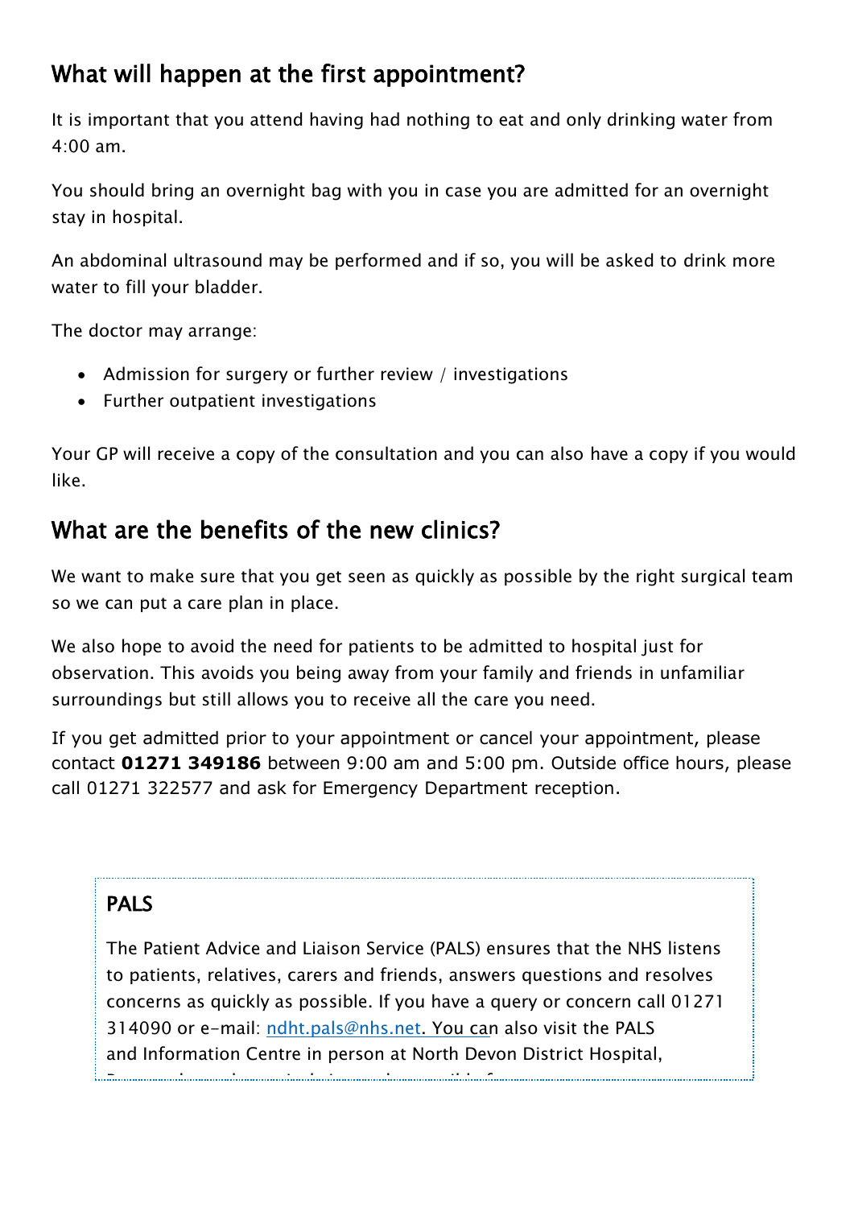## What will happen at the first appointment?

It is important that you attend having had nothing to eat and only drinking water from 4:00 am.

You should bring an overnight bag with you in case you are admitted for an overnight stay in hospital.

An abdominal ultrasound may be performed and if so, you will be asked to drink more water to fill your bladder.

The doctor may arrange:

- Admission for surgery or further review / investigations
- Further outpatient investigations

Your GP will receive a copy of the consultation and you can also have a copy if you would like.

## What are the benefits of the new clinics?

We want to make sure that you get seen as quickly as possible by the right surgical team so we can put a care plan in place.

We also hope to avoid the need for patients to be admitted to hospital just for observation. This avoids you being away from your family and friends in unfamiliar surroundings but still allows you to receive all the care you need.

If you get admitted prior to your appointment or cancel your appointment, please contact **01271 349186** between 9:00 am and 5:00 pm. Outside office hours, please call 01271 322577 and ask for Emergency Department reception.

### PALS

The Patient Advice and Liaison Service (PALS) ensures that the NHS listens to patients, relatives, carers and friends, answers questions and resolves concerns as quickly as possible. If you have a query or concern call 01271 314090 or e-mail: ndht.pals@nhs.net. You can also visit the PALS and Information Centre in person at North Devon District Hospital,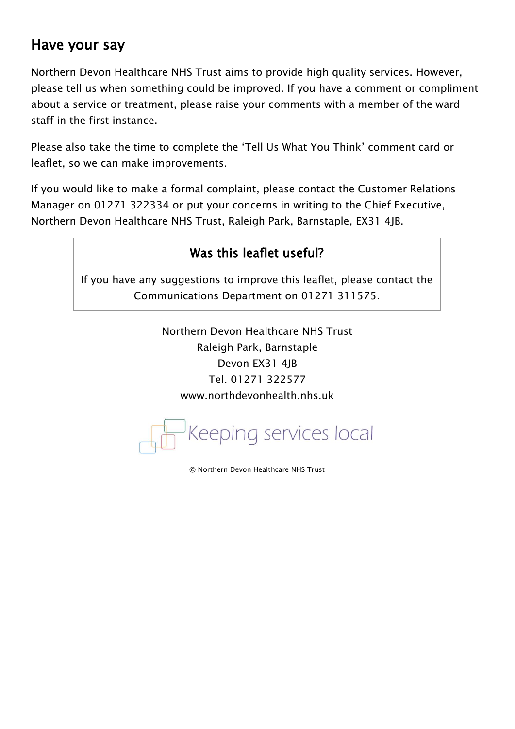## Have your say

Northern Devon Healthcare NHS Trust aims to provide high quality services. However, please tell us when something could be improved. If you have a comment or compliment about a service or treatment, please raise your comments with a member of the ward staff in the first instance.

Please also take the time to complete the 'Tell Us What You Think' comment card or leaflet, so we can make improvements.

If you would like to make a formal complaint, please contact the Customer Relations Manager on 01271 322334 or put your concerns in writing to the Chief Executive, Northern Devon Healthcare NHS Trust, Raleigh Park, Barnstaple, EX31 4JB.

### Was this leaflet useful?

If you have any suggestions to improve this leaflet, please contact the Communications Department on 01271 311575.

Northern Devon Healthcare NHS Trust
Raleigh Park, Barnstaple
Devon EX31 4JB
Tel. 01271 322577
www.northdevonhealth.nhs.uk

Keeping services local

© Northern Devon Healthcare NHS Trust